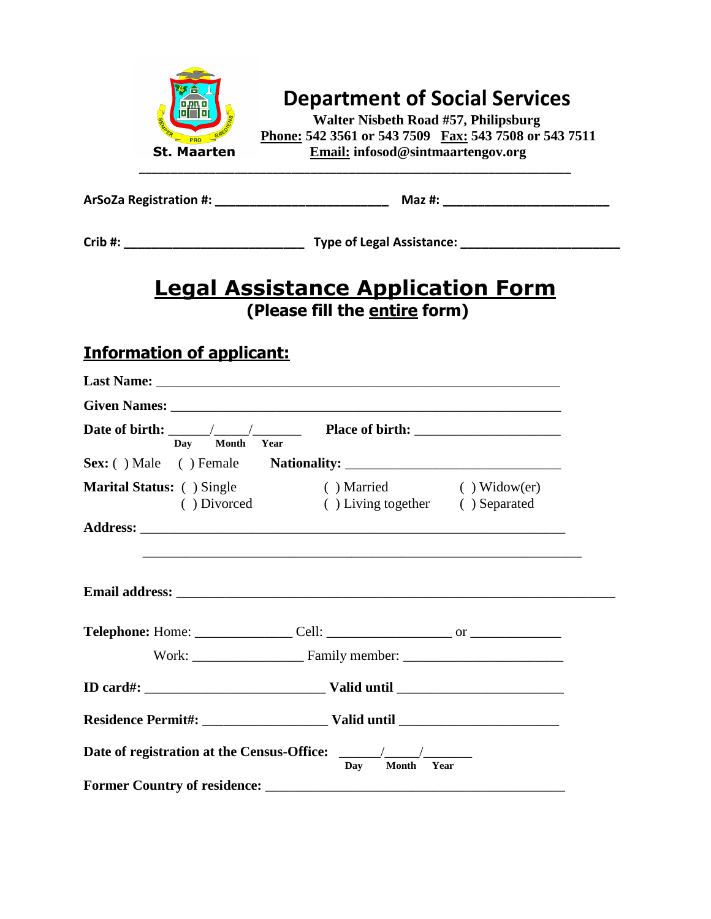St. Maarten

# Department of Social Services

**Walter Nisbeth Road #57, Philipsburg**
**Phone: 542 3561 or 543 7509 Fax: 543 7508 or 543 7511**
**Email: infosod@sintmaartengov.org**

**ArSoZa Registration #:** ________________________ **Maz #:** ________________________

**Crib #:** ________________________ **Type of Legal Assistance:** ________________________

# Legal Assistance Application Form

**(Please fill the entire form)**

## Information of applicant:

**Last Name:** ____________________________________________________________

**Given Names:** __________________________________________________________

**Date of birth:** ______/_____/_______ (Day Month Year) **Place of birth:** ____________________

**Sex:** ( ) Male ( ) Female **Nationality:** ______________________________

**Marital Status:** ( ) Single ( ) Married ( ) Widow(er) ( ) Divorced ( ) Living together ( ) Separated

**Address:** _______________________________________________________________

_______________________________________________________________

**Email address:** __________________________________________________________

**Telephone:** Home: _____________ Cell: _________________ or ____________

Work: _______________ Family member: ______________________

**ID card#:** _________________________ **Valid until** ______________________

**Residence Permit#:** __________________ **Valid until** ______________________

**Date of registration at the Census-Office:** ______/_____/_______ (Day Month Year)

**Former Country of residence:** ___________________________________________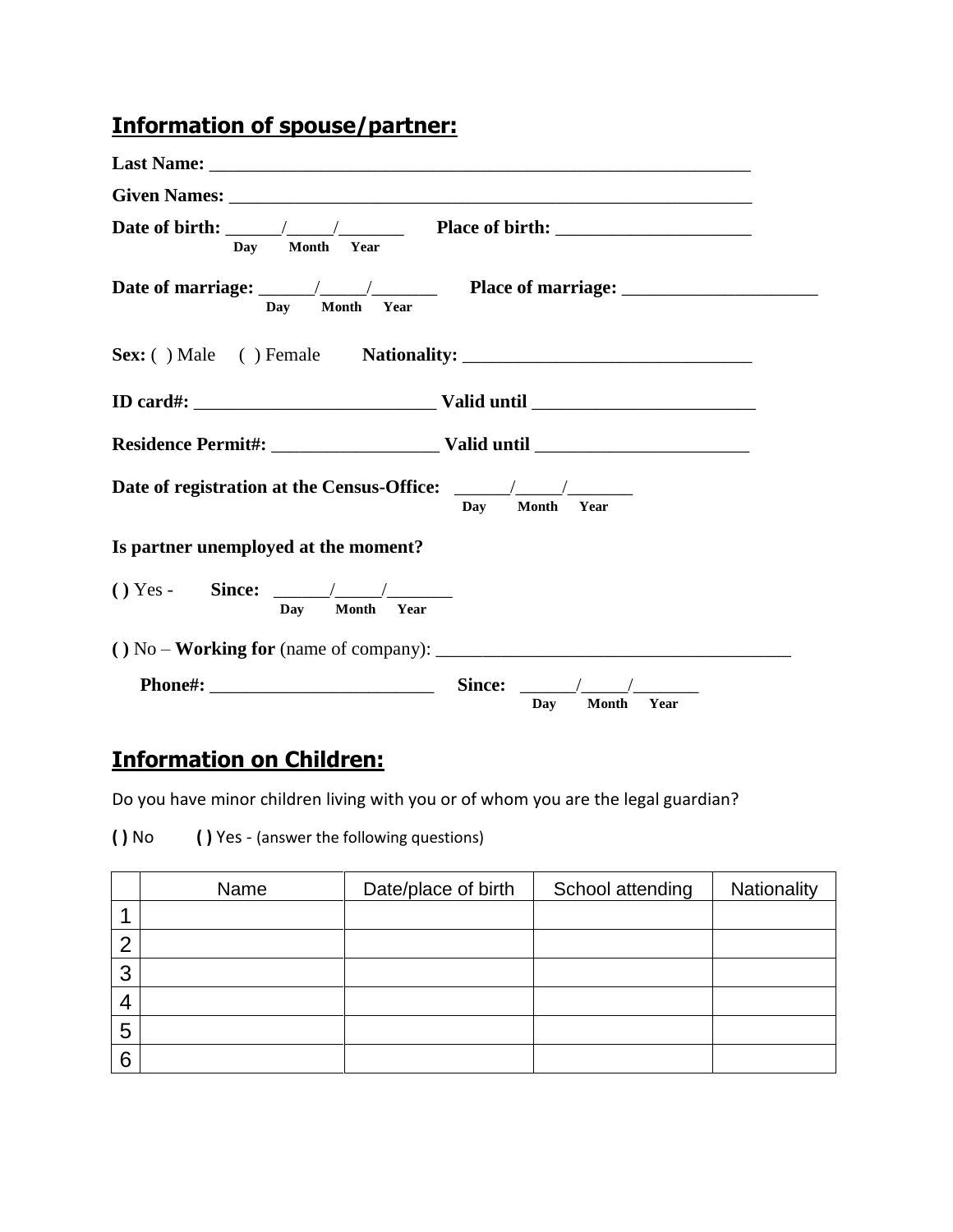## Information of spouse/partner:

**Last Name:** ___________________________________________________________

**Given Names:** _________________________________________________________

**Date of birth:** ______/_____/_______ **Place of birth:** _____________________
Day Month Year

**Date of marriage:** ______/_____/_______ **Place of marriage:** _____________________
Day Month Year

**Sex:** ( ) Male ( ) Female **Nationality:** _______________________________

**ID card#:** __________________________ **Valid until** ________________________

**Residence Permit#:** __________________ **Valid until** _______________________

**Date of registration at the Census-Office:** ______/_____/_______
Day Month Year

**Is partner unemployed at the moment?**

**( )** Yes - **Since:** ______/_____/_______
Day Month Year

**( )** No – **Working for** (name of company): _______________________________________

**Phone#:** ________________________ **Since:** ______/_____/_______
Day Month Year

## Information on Children:

Do you have minor children living with you or of whom you are the legal guardian?

**( )** No **( )** Yes - (answer the following questions)

| | Name | Date/place of birth | School attending | Nationality |
|---|---|---|---|---|
| 1 | | | | |
| 2 | | | | |
| 3 | | | | |
| 4 | | | | |
| 5 | | | | |
| 6 | | | | |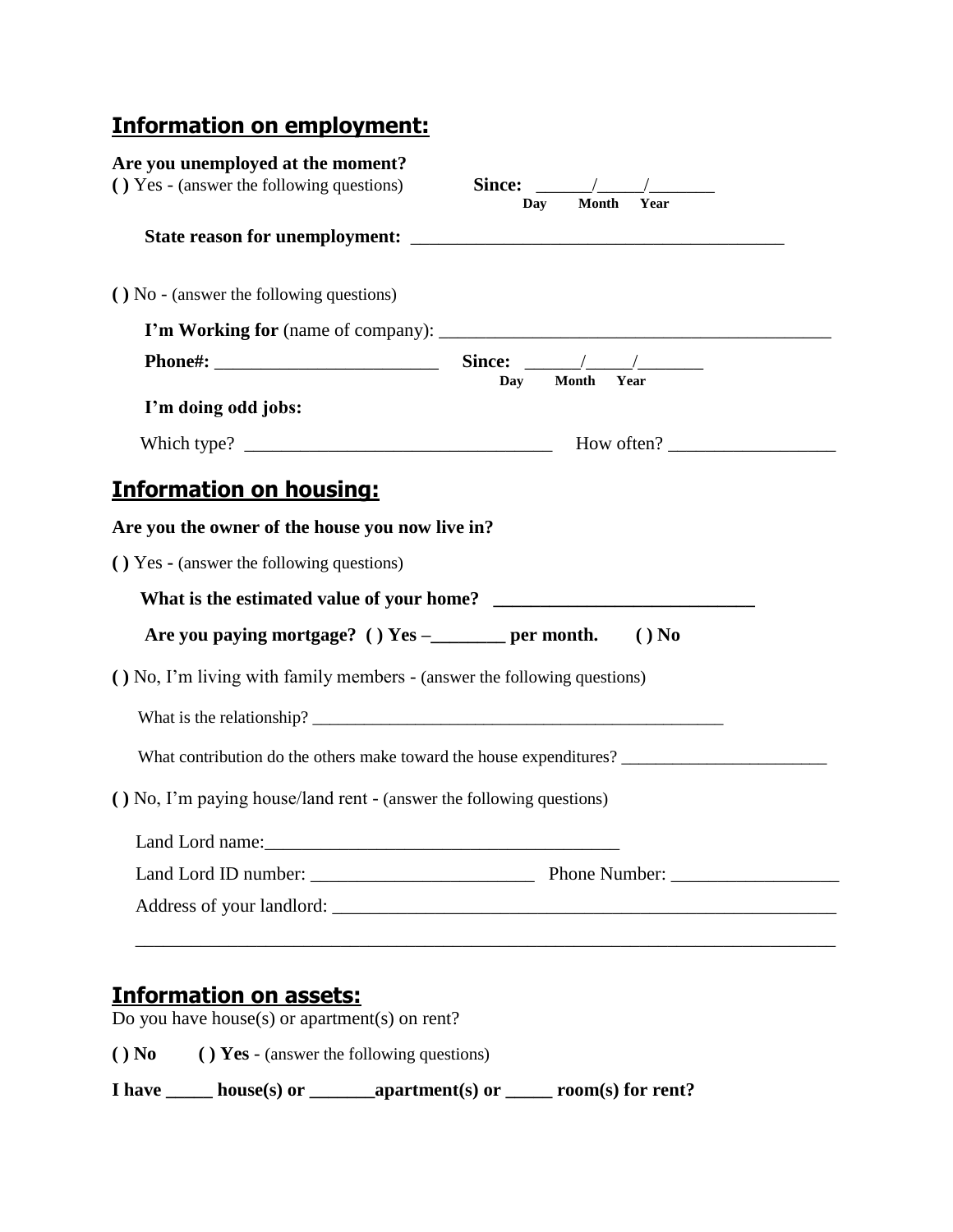## Information on employment:

**Are you unemployed at the moment?**

**( )** Yes - (answer the following questions) **Since:** ______/_____/_______ 
**Day Month Year**

**State reason for unemployment:** ________________________________________

**( )** No - (answer the following questions)

**I'm Working for** (name of company): ____________________________________________

**Phone#:** ________________________ **Since:** ______/_____/_______ 
**Day Month Year**

**I'm doing odd jobs:**

Which type? _________________________________ How often? __________________

## Information on housing:

**Are you the owner of the house you now live in?**

**( )** Yes - (answer the following questions)

**What is the estimated value of your home? ____________________________**

**Are you paying mortgage? ( ) Yes –________ per month. ( ) No**

**( )** No, I'm living with family members - (answer the following questions)

What is the relationship? _________________________________________________

What contribution do the others make toward the house expenditures? ________________________

**( )** No, I'm paying house/land rent - (answer the following questions)

Land Lord name:______________________________________

Land Lord ID number: ________________________ Phone Number: __________________

Address of your landlord: ________________________________________________________

_____________________________________________________________________________

## Information on assets:

Do you have house(s) or apartment(s) on rent?

**( ) No** **( ) Yes** - (answer the following questions)

**I have _____ house(s) or _______apartment(s) or _____ room(s) for rent?**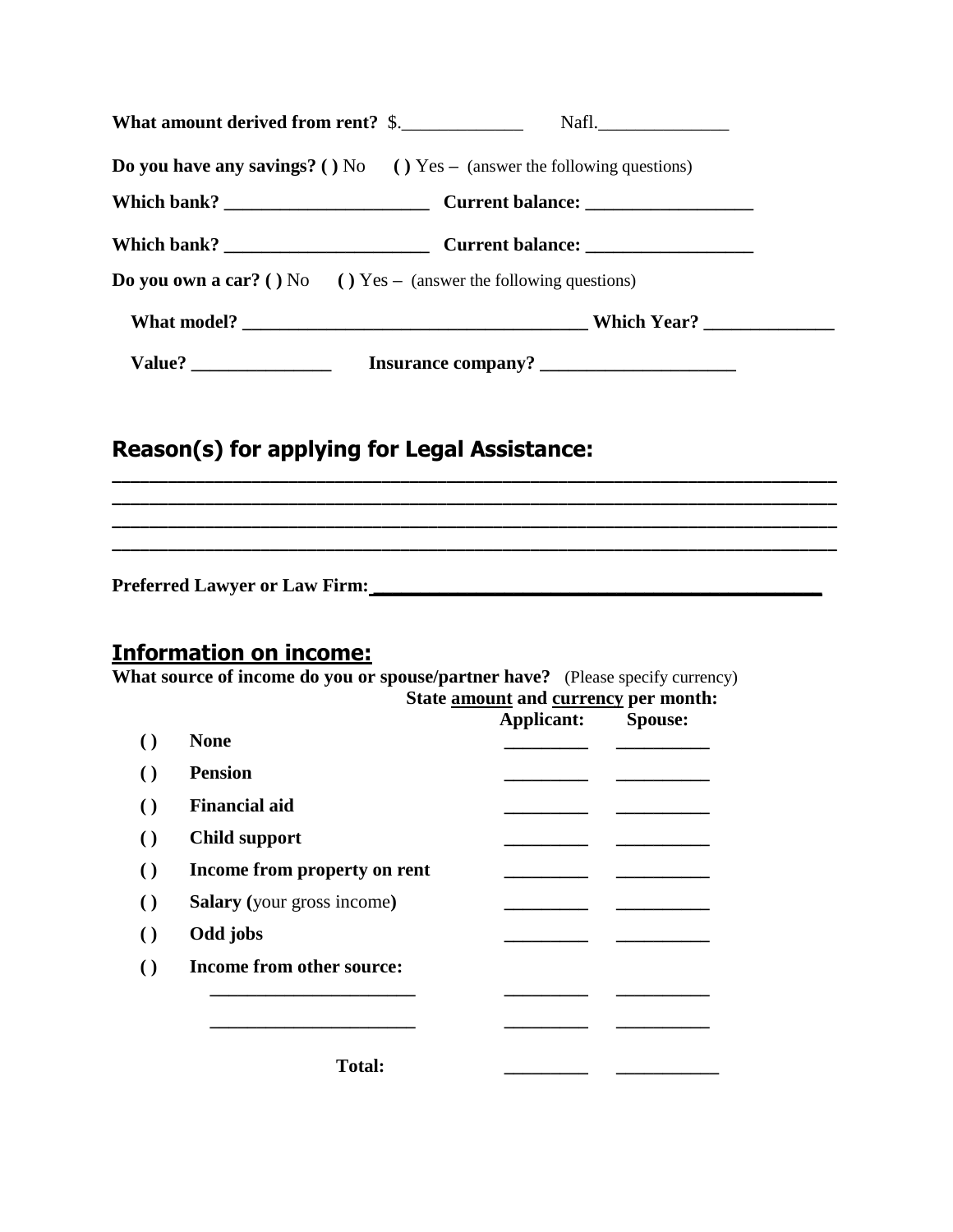**What amount derived from rent?** $.____________ Nafl.______________

**Do you have any savings? ( )** No **( )** Yes **–** (answer the following questions)

**Which bank? ______________________ Current balance: __________________**

**Which bank? ______________________ Current balance: __________________**

**Do you own a car? ( )** No **( )** Yes **–** (answer the following questions)

**What model? _____________________________________ Which Year? _____________**

**Value? _______________ Insurance company? _____________________**

## Reason(s) for applying for Legal Assistance:

________________________________________________________________________

________________________________________________________________________

________________________________________________________________________

________________________________________________________________________

**Preferred Lawyer or Law Firm:_______________________________________**

## Information on income:

**What source of income do you or spouse/partner have?** (Please specify currency)

**State amount and currency per month:**

| | | Applicant: | Spouse: |
|---|---|---|---|
| ( ) | **None** | _________ | __________ |
| ( ) | **Pension** | _________ | __________ |
| ( ) | **Financial aid** | _________ | __________ |
| ( ) | **Child support** | _________ | __________ |
| ( ) | **Income from property on rent** | _________ | __________ |
| ( ) | **Salary (**your gross income**)** | _________ | __________ |
| ( ) | **Odd jobs** | _________ | __________ |
| ( ) | **Income from other source:** | | |
| | ______________________ | _________ | __________ |
| | ______________________ | _________ | __________ |
| | **Total:** | _________ | ___________ |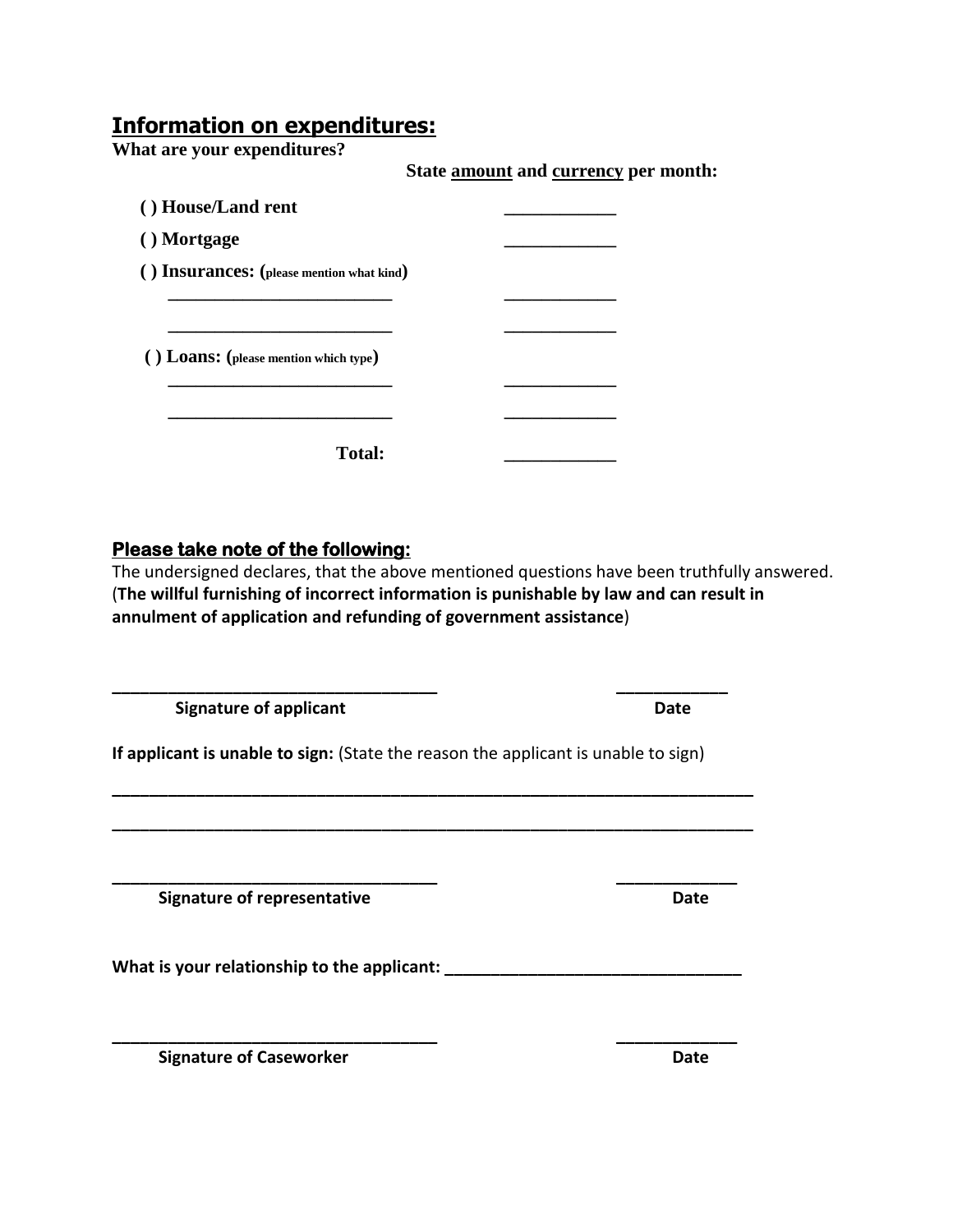## Information on expenditures:

**What are your expenditures?**

**State amount and currency per month:**

**( ) House/Land rent** ____________

**( ) Mortgage** ____________

**( ) Insurances: (please mention what kind)**

________________________ ____________

________________________ ____________

**( ) Loans: (please mention which type)**

________________________ ____________

________________________ ____________

**Total:** ____________

### Please take note of the following:

The undersigned declares, that the above mentioned questions have been truthfully answered. (**The willful furnishing of incorrect information is punishable by law and can result in annulment of application and refunding of government assistance**)

___________________________________ ____________

**Signature of applicant** **Date**

**If applicant is unable to sign:** (State the reason the applicant is unable to sign)

______________________________________________________________________

______________________________________________________________________

___________________________________ ____________

**Signature of representative** **Date**

**What is your relationship to the applicant:** ________________________________

___________________________________ ____________

**Signature of Caseworker** **Date**